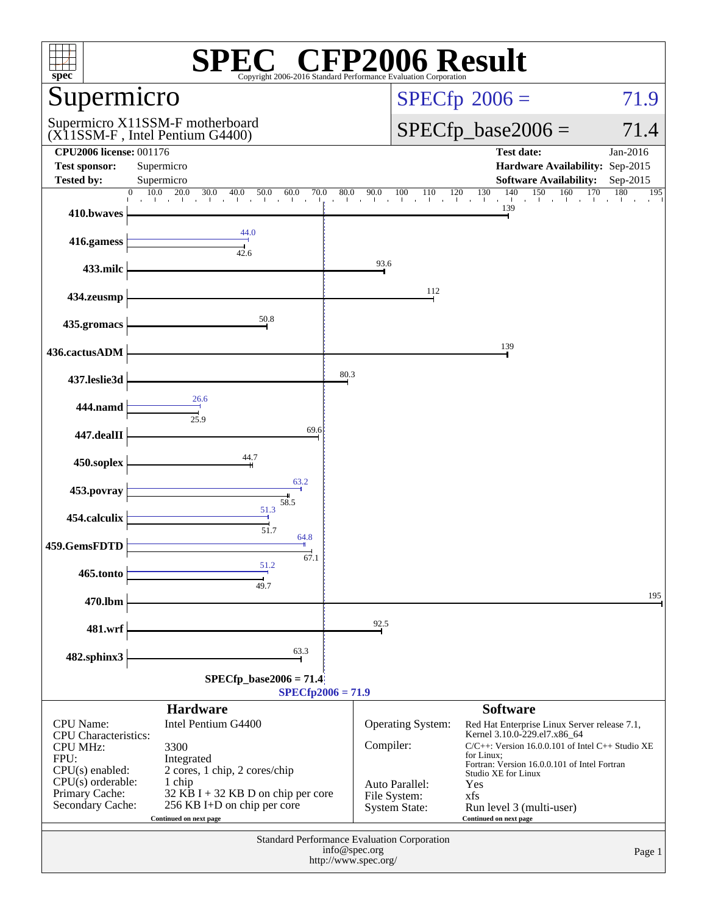# SPEC CFP2006 Result

Copyright 2006-2016 Standard Performance Evaluation Corporation

## Supermicro

Supermicro X11SSM-F motherboard
(X11SSM-F , Intel Pentium G4400)

SPECfp 2006 = 71.9

SPECfp_base2006 = 71.4

| | | | |
|---|---|---|---|
| **CPU2006 license:** 001176 | | **Test date:** | Jan-2016 |
| **Test sponsor:** | Supermicro | **Hardware Availability:** | Sep-2015 |
| **Tested by:** | Supermicro | **Software Availability:** | Sep-2015 |

0 10.0 20.0 30.0 40.0 50.0 60.0 70.0 80.0 90.0 100 110 120 130 140 150 160 170 180 195

410.bwaves 139
416.gamess 44.0 42.6
433.milc 93.6
434.zeusmp 112
435.gromacs 50.8
436.cactusADM 139
437.leslie3d 80.3
444.namd 26.6 25.9
447.dealII 69.6
450.soplex 44.7
453.povray 63.2 58.5
454.calculix 51.3 51.7
459.GemsFDTD 64.8 67.1
465.tonto 51.2 49.7
470.lbm 195
481.wrf 92.5
482.sphinx3 63.3

SPECfp_base2006 = 71.4
SPECfp2006 = 71.9

### Hardware

| | |
|---|---|
| CPU Name: | Intel Pentium G4400 |
| CPU Characteristics: | |
| CPU MHz: | 3300 |
| FPU: | Integrated |
| CPU(s) enabled: | 2 cores, 1 chip, 2 cores/chip |
| CPU(s) orderable: | 1 chip |
| Primary Cache: | 32 KB I + 32 KB D on chip per core |
| Secondary Cache: | 256 KB I+D on chip per core |

Continued on next page

### Software

| | |
|---|---|
| Operating System: | Red Hat Enterprise Linux Server release 7.1, Kernel 3.10.0-229.el7.x86_64 |
| Compiler: | C/C++: Version 16.0.0.101 of Intel C++ Studio XE for Linux; Fortran: Version 16.0.0.101 of Intel Fortran Studio XE for Linux |
| Auto Parallel: | Yes |
| File System: | xfs |
| System State: | Run level 3 (multi-user) |

Continued on next page

Standard Performance Evaluation Corporation
info@spec.org
http://www.spec.org/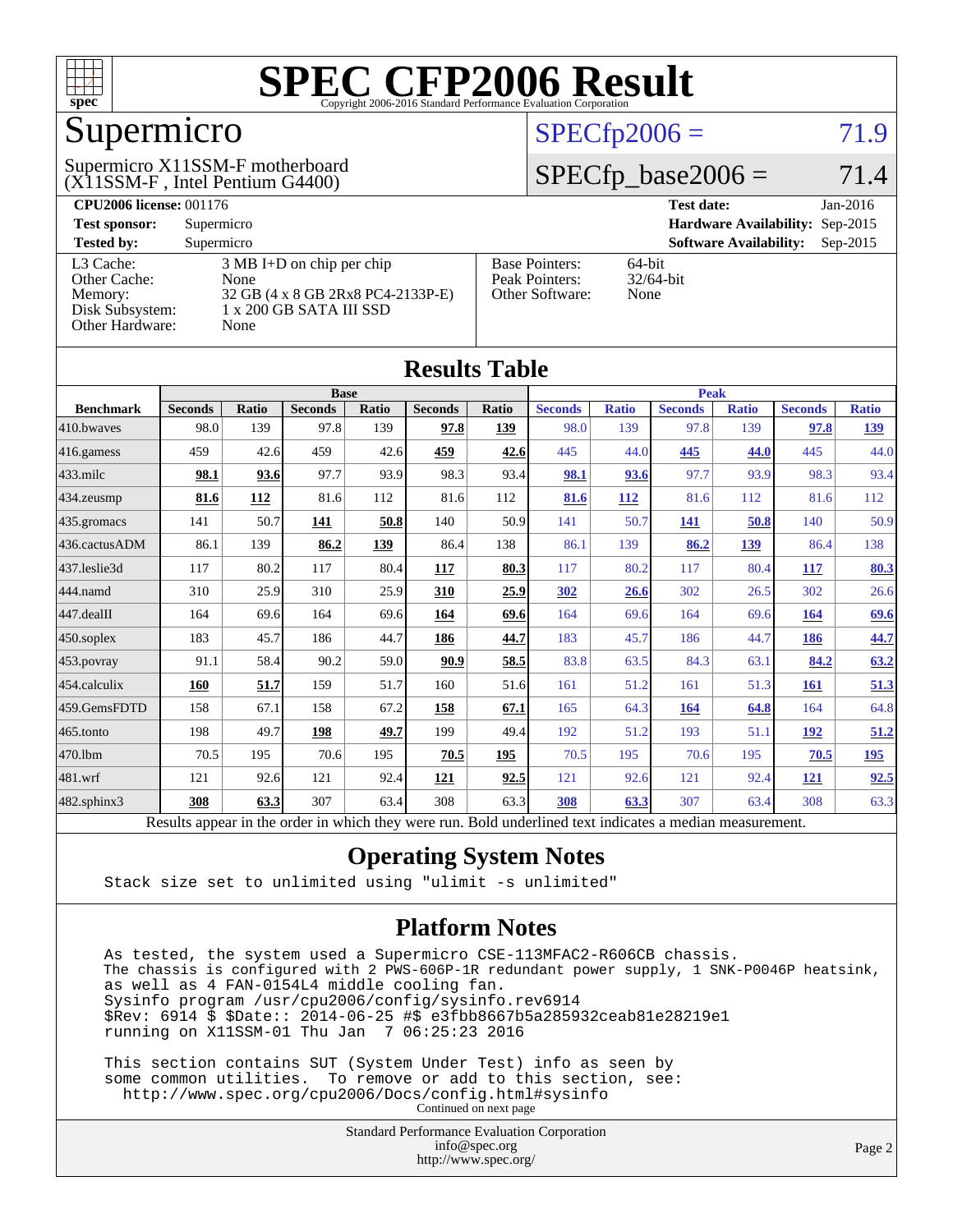# SPEC CFP2006 Result

Copyright 2006-2016 Standard Performance Evaluation Corporation

## Supermicro

Supermicro X11SSM-F motherboard
(X11SSM-F , Intel Pentium G4400)

SPECfp2006 = 71.9

SPECfp_base2006 = 71.4

| | | | |
|---|---|---|---|
| **CPU2006 license:** | 001176 | **Test date:** | Jan-2016 |
| **Test sponsor:** | Supermicro | **Hardware Availability:** | Sep-2015 |
| **Tested by:** | Supermicro | **Software Availability:** | Sep-2015 |

| | | | |
|---|---|---|---|
| L3 Cache: | 3 MB I+D on chip per chip | Base Pointers: | 64-bit |
| Other Cache: | None | Peak Pointers: | 32/64-bit |
| Memory: | 32 GB (4 x 8 GB 2Rx8 PC4-2133P-E) | Other Software: | None |
| Disk Subsystem: | 1 x 200 GB SATA III SSD | | |
| Other Hardware: | None | | |

## Results Table

| | Base | | | | | | Peak | | | | | |
|---|---|---|---|---|---|---|---|---|---|---|---|---|
| **Benchmark** | **Seconds** | **Ratio** | **Seconds** | **Ratio** | **Seconds** | **Ratio** | **Seconds** | **Ratio** | **Seconds** | **Ratio** | **Seconds** | **Ratio** |
| 410.bwaves | 98.0 | 139 | 97.8 | 139 | **97.8** | **139** | 98.0 | 139 | 97.8 | 139 | **97.8** | **139** |
| 416.gamess | 459 | 42.6 | 459 | 42.6 | **459** | **42.6** | 445 | 44.0 | **445** | **44.0** | 445 | 44.0 |
| 433.milc | **98.1** | **93.6** | 97.7 | 93.9 | 98.3 | 93.4 | **98.1** | **93.6** | 97.7 | 93.9 | 98.3 | 93.4 |
| 434.zeusmp | **81.6** | **112** | 81.6 | 112 | 81.6 | 112 | **81.6** | **112** | 81.6 | 112 | 81.6 | 112 |
| 435.gromacs | 141 | 50.7 | **141** | **50.8** | 140 | 50.9 | 141 | 50.7 | **141** | **50.8** | 140 | 50.9 |
| 436.cactusADM | 86.1 | 139 | **86.2** | **139** | 86.4 | 138 | 86.1 | 139 | **86.2** | **139** | 86.4 | 138 |
| 437.leslie3d | 117 | 80.2 | 117 | 80.4 | **117** | **80.3** | 117 | 80.2 | 117 | 80.4 | **117** | **80.3** |
| 444.namd | 310 | 25.9 | 310 | 25.9 | **310** | **25.9** | **302** | **26.6** | 302 | 26.5 | 302 | 26.6 |
| 447.dealII | 164 | 69.6 | 164 | 69.6 | **164** | **69.6** | 164 | 69.6 | 164 | 69.6 | **164** | **69.6** |
| 450.soplex | 183 | 45.7 | 186 | 44.7 | **186** | **44.7** | 183 | 45.7 | 186 | 44.7 | **186** | **44.7** |
| 453.povray | 91.1 | 58.4 | 90.2 | 59.0 | **90.9** | **58.5** | 83.8 | 63.5 | 84.3 | 63.1 | **84.2** | **63.2** |
| 454.calculix | **160** | **51.7** | 159 | 51.7 | 160 | 51.6 | 161 | 51.2 | 161 | 51.3 | **161** | **51.3** |
| 459.GemsFDTD | 158 | 67.1 | 158 | 67.2 | **158** | **67.1** | 165 | 64.3 | **164** | **64.8** | 164 | 64.8 |
| 465.tonto | 198 | 49.7 | **198** | **49.7** | 199 | 49.4 | 192 | 51.2 | 193 | 51.1 | **192** | **51.2** |
| 470.lbm | 70.5 | 195 | 70.6 | 195 | **70.5** | **195** | 70.5 | 195 | 70.6 | 195 | **70.5** | **195** |
| 481.wrf | 121 | 92.6 | 121 | 92.4 | **121** | **92.5** | 121 | 92.6 | 121 | 92.4 | **121** | **92.5** |
| 482.sphinx3 | **308** | **63.3** | 307 | 63.4 | 308 | 63.3 | **308** | **63.3** | 307 | 63.4 | 308 | 63.3 |

Results appear in the order in which they were run. Bold underlined text indicates a median measurement.

## Operating System Notes

```
Stack size set to unlimited using "ulimit -s unlimited"
```

## Platform Notes

```
As tested, the system used a Supermicro CSE-113MFAC2-R606CB chassis.
The chassis is configured with 2 PWS-606P-1R redundant power supply, 1 SNK-P0046P heatsink,
as well as 4 FAN-0154L4 middle cooling fan.
Sysinfo program /usr/cpu2006/config/sysinfo.rev6914
$Rev: 6914 $ $Date:: 2014-06-25 #$ e3fbb8667b5a285932ceab81e28219e1
running on X11SSM-01 Thu Jan  7 06:25:23 2016

This section contains SUT (System Under Test) info as seen by
some common utilities.  To remove or add to this section, see:
  http://www.spec.org/cpu2006/Docs/config.html#sysinfo
```

Continued on next page

Standard Performance Evaluation Corporation
info@spec.org
http://www.spec.org/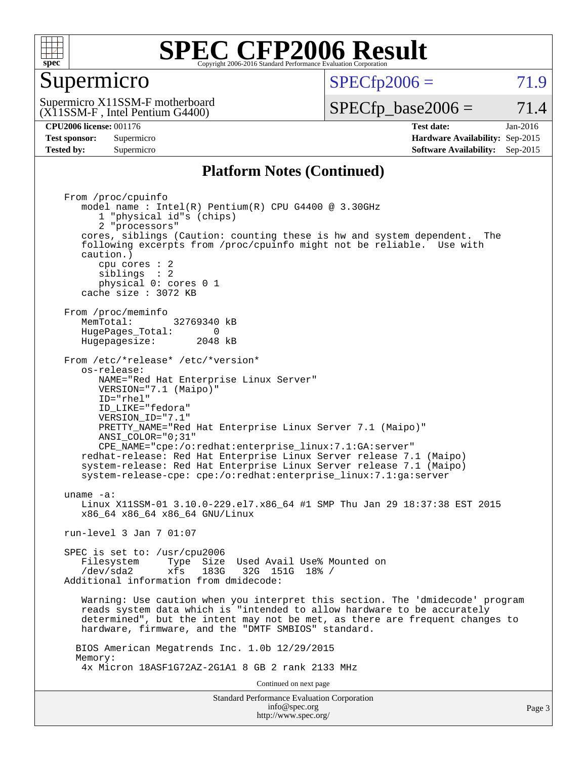# SPEC CFP2006 Result

Copyright 2006-2016 Standard Performance Evaluation Corporation

## Supermicro

Supermicro X11SSM-F motherboard
(X11SSM-F , Intel Pentium G4400)

SPECfp2006 = 71.9

SPECfp_base2006 = 71.4

| | | | |
|---|---|---|---|
| **CPU2006 license:** 001176 | | **Test date:** | Jan-2016 |
| **Test sponsor:** | Supermicro | **Hardware Availability:** | Sep-2015 |
| **Tested by:** | Supermicro | **Software Availability:** | Sep-2015 |

## Platform Notes (Continued)

```
From /proc/cpuinfo
   model name : Intel(R) Pentium(R) CPU G4400 @ 3.30GHz
      1 "physical id"s (chips)
      2 "processors"
   cores, siblings (Caution: counting these is hw and system dependent.  The
   following excerpts from /proc/cpuinfo might not be reliable.  Use with
   caution.)
      cpu cores : 2
      siblings  : 2
      physical 0: cores 0 1
   cache size : 3072 KB

From /proc/meminfo
   MemTotal:       32769340 kB
   HugePages_Total:       0
   Hugepagesize:       2048 kB

From /etc/*release* /etc/*version*
   os-release:
      NAME="Red Hat Enterprise Linux Server"
      VERSION="7.1 (Maipo)"
      ID="rhel"
      ID_LIKE="fedora"
      VERSION_ID="7.1"
      PRETTY_NAME="Red Hat Enterprise Linux Server 7.1 (Maipo)"
      ANSI_COLOR="0;31"
      CPE_NAME="cpe:/o:redhat:enterprise_linux:7.1:GA:server"
   redhat-release: Red Hat Enterprise Linux Server release 7.1 (Maipo)
   system-release: Red Hat Enterprise Linux Server release 7.1 (Maipo)
   system-release-cpe: cpe:/o:redhat:enterprise_linux:7.1:ga:server

uname -a:
   Linux X11SSM-01 3.10.0-229.el7.x86_64 #1 SMP Thu Jan 29 18:37:38 EST 2015
   x86_64 x86_64 x86_64 GNU/Linux

run-level 3 Jan 7 01:07

SPEC is set to: /usr/cpu2006
   Filesystem     Type  Size  Used Avail Use% Mounted on
   /dev/sda2      xfs   183G   32G  151G  18% /
Additional information from dmidecode:

   Warning: Use caution when you interpret this section. The 'dmidecode' program
   reads system data which is "intended to allow hardware to be accurately
   determined", but the intent may not be met, as there are frequent changes to
   hardware, firmware, and the "DMTF SMBIOS" standard.

  BIOS American Megatrends Inc. 1.0b 12/29/2015
  Memory:
   4x Micron 18ASF1G72AZ-2G1A1 8 GB 2 rank 2133 MHz
```

Continued on next page

Standard Performance Evaluation Corporation
info@spec.org
http://www.spec.org/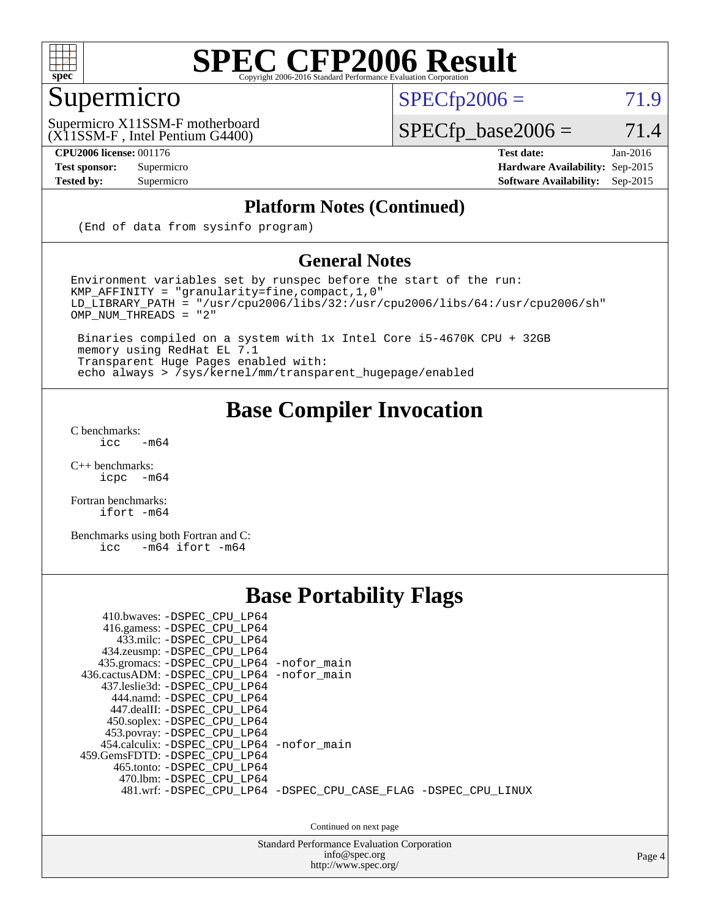# SPEC CFP2006 Result

Copyright 2006-2016 Standard Performance Evaluation Corporation

## Supermicro

Supermicro X11SSM-F motherboard
(X11SSM-F , Intel Pentium G4400)

SPECfp2006 = 71.9

SPECfp_base2006 = 71.4

| | | | |
|---|---|---|---|
| **CPU2006 license:** 001176 | | **Test date:** | Jan-2016 |
| **Test sponsor:** | Supermicro | **Hardware Availability:** | Sep-2015 |
| **Tested by:** | Supermicro | **Software Availability:** | Sep-2015 |

### Platform Notes (Continued)

```
(End of data from sysinfo program)
```

### General Notes

```
Environment variables set by runspec before the start of the run:
KMP_AFFINITY = "granularity=fine,compact,1,0"
LD_LIBRARY_PATH = "/usr/cpu2006/libs/32:/usr/cpu2006/libs/64:/usr/cpu2006/sh"
OMP_NUM_THREADS = "2"

 Binaries compiled on a system with 1x Intel Core i5-4670K CPU + 32GB
 memory using RedHat EL 7.1
 Transparent Huge Pages enabled with:
 echo always > /sys/kernel/mm/transparent_hugepage/enabled
```

## Base Compiler Invocation

C benchmarks:
```
icc   -m64
```

C++ benchmarks:
```
icpc  -m64
```

Fortran benchmarks:
```
ifort -m64
```

Benchmarks using both Fortran and C:
```
icc   -m64 ifort -m64
```

## Base Portability Flags

```
     410.bwaves: -DSPEC_CPU_LP64
     416.gamess: -DSPEC_CPU_LP64
       433.milc: -DSPEC_CPU_LP64
     434.zeusmp: -DSPEC_CPU_LP64
    435.gromacs: -DSPEC_CPU_LP64 -nofor_main
 436.cactusADM: -DSPEC_CPU_LP64 -nofor_main
    437.leslie3d: -DSPEC_CPU_LP64
      444.namd: -DSPEC_CPU_LP64
     447.dealII: -DSPEC_CPU_LP64
    450.soplex: -DSPEC_CPU_LP64
    453.povray: -DSPEC_CPU_LP64
   454.calculix: -DSPEC_CPU_LP64 -nofor_main
 459.GemsFDTD: -DSPEC_CPU_LP64
     465.tonto: -DSPEC_CPU_LP64
       470.lbm: -DSPEC_CPU_LP64
       481.wrf: -DSPEC_CPU_LP64 -DSPEC_CPU_CASE_FLAG -DSPEC_CPU_LINUX
```

Continued on next page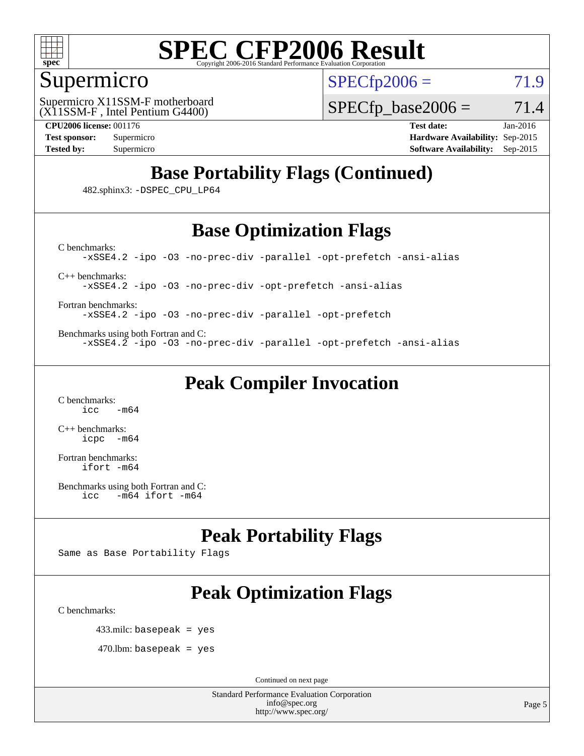# SPEC CFP2006 Result

Copyright 2006-2016 Standard Performance Evaluation Corporation

## Supermicro

Supermicro X11SSM-F motherboard
(X11SSM-F , Intel Pentium G4400)

SPECfp2006 = 71.9

SPECfp_base2006 = 71.4

**CPU2006 license:** 001176
**Test sponsor:** Supermicro
**Tested by:** Supermicro

**Test date:** Jan-2016
**Hardware Availability:** Sep-2015
**Software Availability:** Sep-2015

## Base Portability Flags (Continued)

482.sphinx3: `-DSPEC_CPU_LP64`

## Base Optimization Flags

C benchmarks:
```
-xSSE4.2 -ipo -O3 -no-prec-div -parallel -opt-prefetch -ansi-alias
```

C++ benchmarks:
```
-xSSE4.2 -ipo -O3 -no-prec-div -opt-prefetch -ansi-alias
```

Fortran benchmarks:
```
-xSSE4.2 -ipo -O3 -no-prec-div -parallel -opt-prefetch
```

Benchmarks using both Fortran and C:
```
-xSSE4.2 -ipo -O3 -no-prec-div -parallel -opt-prefetch -ansi-alias
```

## Peak Compiler Invocation

C benchmarks:
```
icc   -m64
```

C++ benchmarks:
```
icpc  -m64
```

Fortran benchmarks:
```
ifort -m64
```

Benchmarks using both Fortran and C:
```
icc   -m64 ifort -m64
```

## Peak Portability Flags

Same as Base Portability Flags

## Peak Optimization Flags

C benchmarks:

433.milc: `basepeak = yes`

470.lbm: `basepeak = yes`

Continued on next page

Standard Performance Evaluation Corporation
info@spec.org
http://www.spec.org/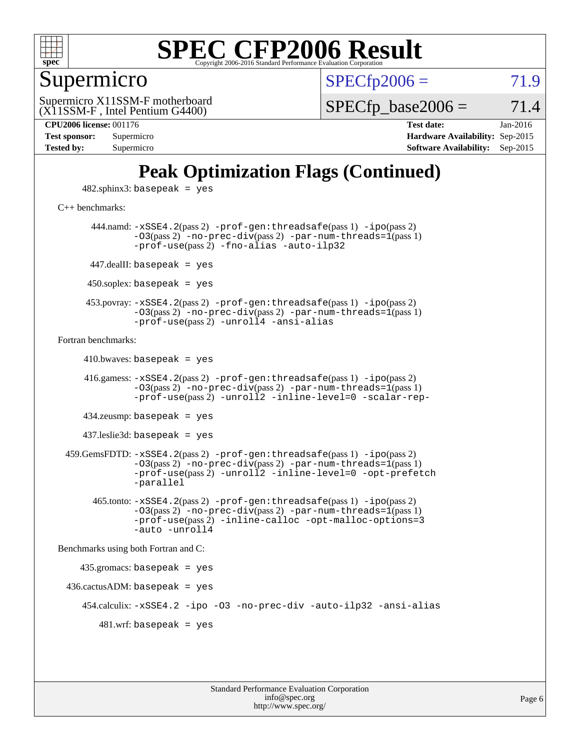# SPEC CFP2006 Result

Copyright 2006-2016 Standard Performance Evaluation Corporation

## Supermicro

Supermicro X11SSM-F motherboard
(X11SSM-F , Intel Pentium G4400)

SPECfp2006 = 71.9

SPECfp_base2006 = 71.4

**CPU2006 license:** 001176
**Test sponsor:** Supermicro
**Tested by:** Supermicro

**Test date:** Jan-2016
**Hardware Availability:** Sep-2015
**Software Availability:** Sep-2015

# Peak Optimization Flags (Continued)

482.sphinx3: basepeak = yes

C++ benchmarks:

444.namd: -xSSE4.2(pass 2) -prof-gen:threadsafe(pass 1) -ipo(pass 2) -O3(pass 2) -no-prec-div(pass 2) -par-num-threads=1(pass 1) -prof-use(pass 2) -fno-alias -auto-ilp32

447.dealII: basepeak = yes

450.soplex: basepeak = yes

453.povray: -xSSE4.2(pass 2) -prof-gen:threadsafe(pass 1) -ipo(pass 2) -O3(pass 2) -no-prec-div(pass 2) -par-num-threads=1(pass 1) -prof-use(pass 2) -unroll4 -ansi-alias

Fortran benchmarks:

410.bwaves: basepeak = yes

416.gamess: -xSSE4.2(pass 2) -prof-gen:threadsafe(pass 1) -ipo(pass 2) -O3(pass 2) -no-prec-div(pass 2) -par-num-threads=1(pass 1) -prof-use(pass 2) -unroll2 -inline-level=0 -scalar-rep-

434.zeusmp: basepeak = yes

437.leslie3d: basepeak = yes

459.GemsFDTD: -xSSE4.2(pass 2) -prof-gen:threadsafe(pass 1) -ipo(pass 2) -O3(pass 2) -no-prec-div(pass 2) -par-num-threads=1(pass 1) -prof-use(pass 2) -unroll2 -inline-level=0 -opt-prefetch -parallel

465.tonto: -xSSE4.2(pass 2) -prof-gen:threadsafe(pass 1) -ipo(pass 2) -O3(pass 2) -no-prec-div(pass 2) -par-num-threads=1(pass 1) -prof-use(pass 2) -inline-calloc -opt-malloc-options=3 -auto -unroll4

Benchmarks using both Fortran and C:

435.gromacs: basepeak = yes

436.cactusADM: basepeak = yes

454.calculix: -xSSE4.2 -ipo -O3 -no-prec-div -auto-ilp32 -ansi-alias

481.wrf: basepeak = yes

Standard Performance Evaluation Corporation
info@spec.org
http://www.spec.org/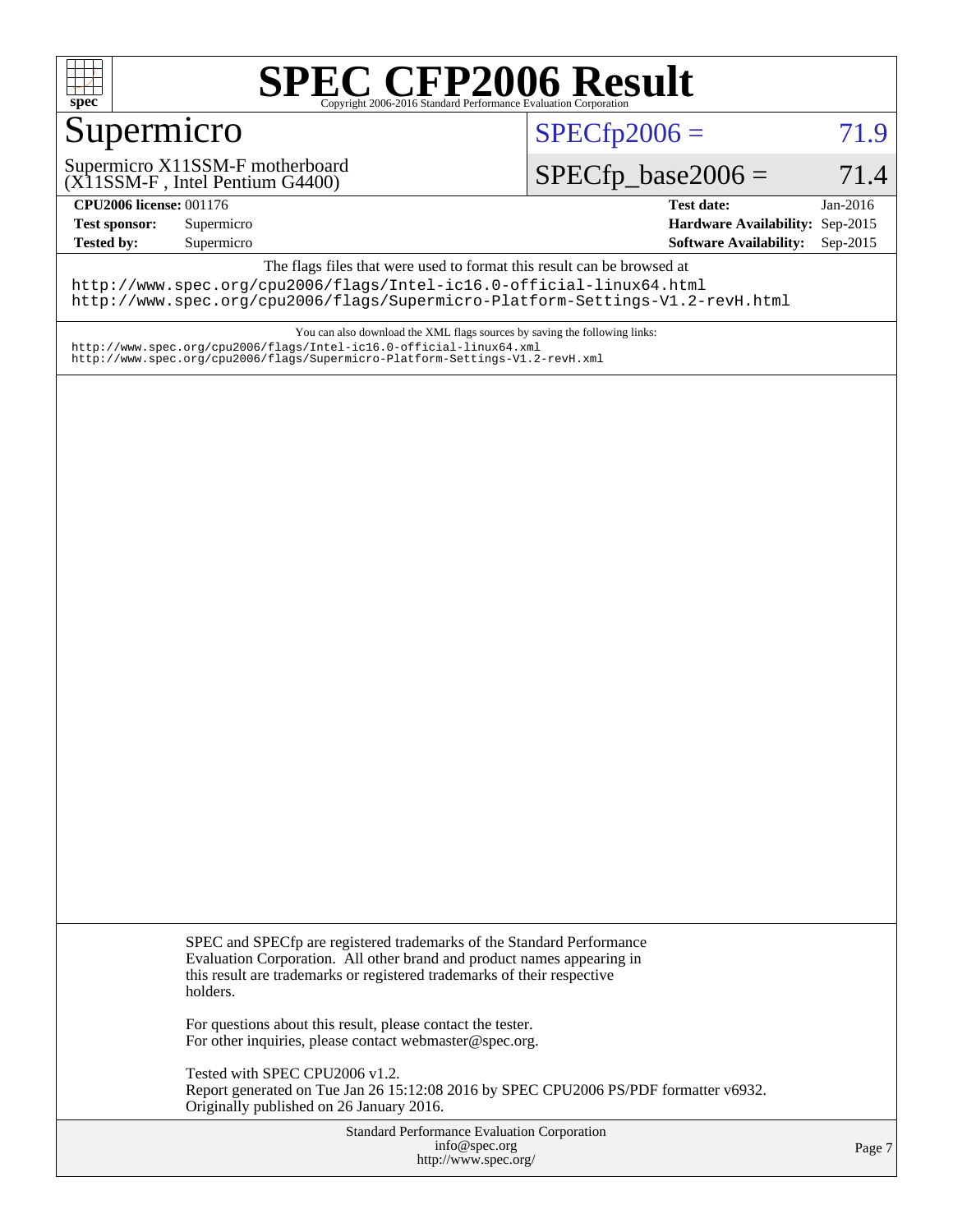# SPEC CFP2006 Result

Copyright 2006-2016 Standard Performance Evaluation Corporation

## Supermicro

Supermicro X11SSM-F motherboard
(X11SSM-F , Intel Pentium G4400)

SPECfp2006 = 71.9

SPECfp_base2006 = 71.4

| | | | |
|---|---|---|---|
| **CPU2006 license:** | 001176 | **Test date:** | Jan-2016 |
| **Test sponsor:** | Supermicro | **Hardware Availability:** | Sep-2015 |
| **Tested by:** | Supermicro | **Software Availability:** | Sep-2015 |

The flags files that were used to format this result can be browsed at

```
http://www.spec.org/cpu2006/flags/Intel-ic16.0-official-linux64.html
http://www.spec.org/cpu2006/flags/Supermicro-Platform-Settings-V1.2-revH.html
```

You can also download the XML flags sources by saving the following links:

```
http://www.spec.org/cpu2006/flags/Intel-ic16.0-official-linux64.xml
http://www.spec.org/cpu2006/flags/Supermicro-Platform-Settings-V1.2-revH.xml
```

SPEC and SPECfp are registered trademarks of the Standard Performance Evaluation Corporation. All other brand and product names appearing in this result are trademarks or registered trademarks of their respective holders.

For questions about this result, please contact the tester.
For other inquiries, please contact webmaster@spec.org.

Tested with SPEC CPU2006 v1.2.
Report generated on Tue Jan 26 15:12:08 2016 by SPEC CPU2006 PS/PDF formatter v6932.
Originally published on 26 January 2016.

Standard Performance Evaluation Corporation
info@spec.org
http://www.spec.org/